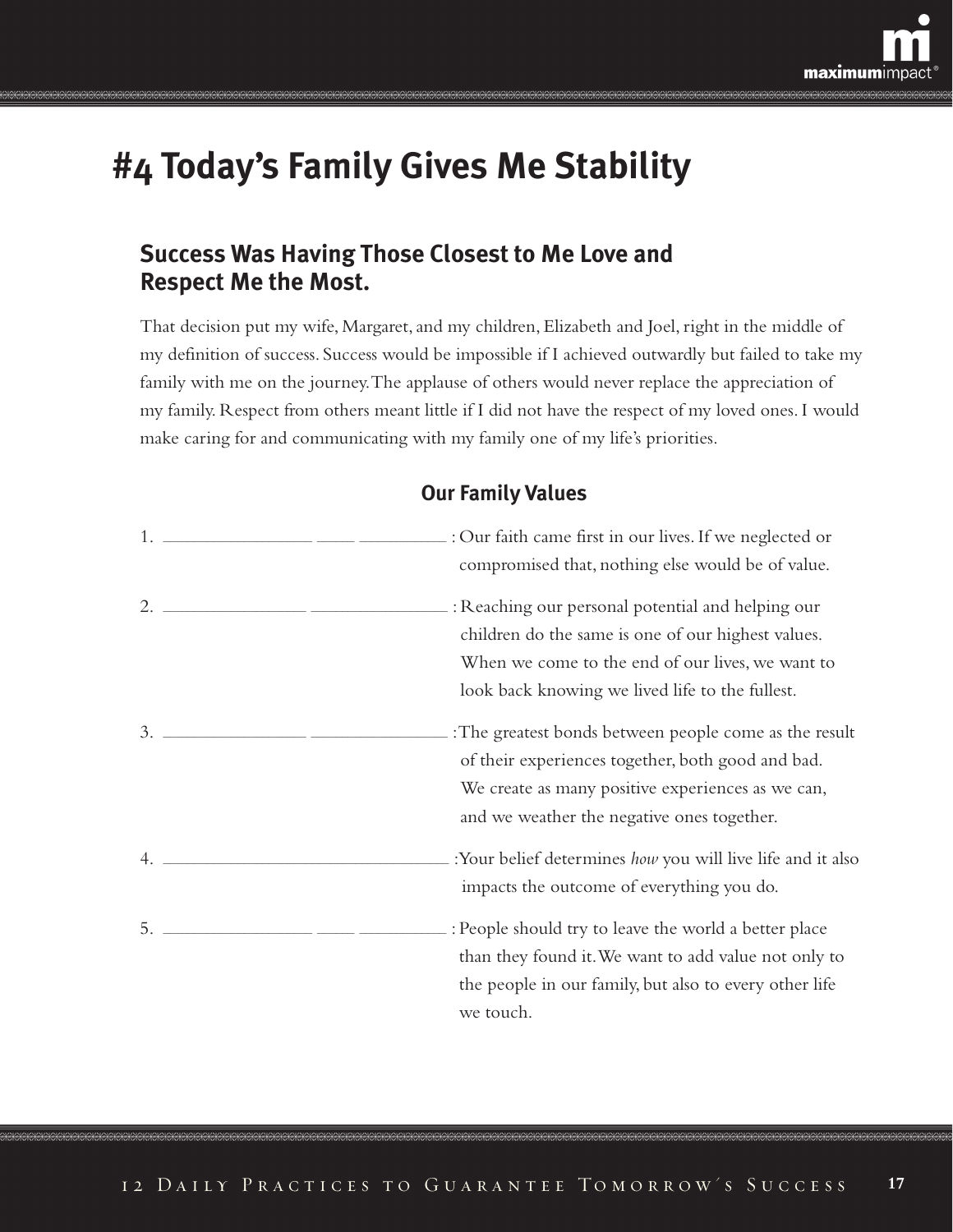# #4 Today's Family Gives Me Stability

## Success Was Having Those Closest to Me Love and Respect Me the Most.

That decision put my wife, Margaret, and my children, Elizabeth and Joel, right in the middle of my definition of success. Success would be impossible if I achieved outwardly but failed to take my family with me on the journey. The applause of others would never replace the appreciation of my family. Respect from others meant little if I did not have the respect of my loved ones. I would make caring for and communicating with my family one of my life's priorities.

### Our Family Values

1. \_\_\_\_\_\_\_\_\_\_\_\_\_\_\_\_ \_\_\_\_ \_\_\_\_\_\_\_\_\_ : Our faith came first in our lives. If we neglected or compromised that, nothing else would be of value.

2. \_\_\_\_\_\_\_\_\_\_\_\_\_\_\_ \_\_\_\_\_\_\_\_\_\_\_\_\_\_\_ : Reaching our personal potential and helping our children do the same is one of our highest values. When we come to the end of our lives, we want to look back knowing we lived life to the fullest.

3. \_\_\_\_\_\_\_\_\_\_\_\_\_\_\_ \_\_\_\_\_\_\_\_\_\_\_\_\_\_\_ :The greatest bonds between people come as the result of their experiences together, both good and bad. We create as many positive experiences as we can, and we weather the negative ones together.

4. \_\_\_\_\_\_\_\_\_\_\_\_\_\_\_\_\_\_\_\_\_\_\_\_\_\_\_\_\_\_\_ :Your belief determines *how* you will live life and it also impacts the outcome of everything you do.

5. \_\_\_\_\_\_\_\_\_\_\_\_\_\_\_\_ \_\_\_\_ \_\_\_\_\_\_\_\_\_ : People should try to leave the world a better place than they found it. We want to add value not only to the people in our family, but also to every other life we touch.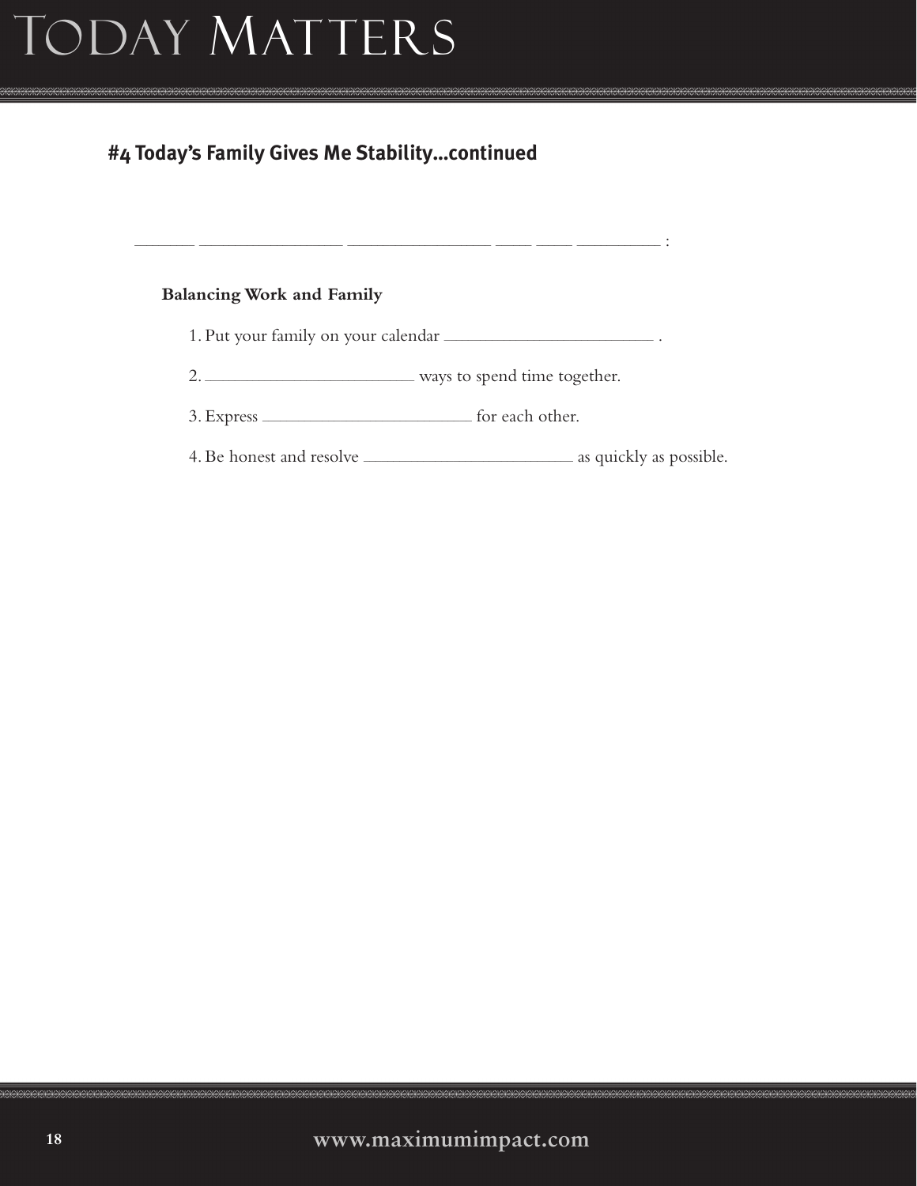## #4 Today's Family Gives Me Stability...continued

______ ______________ ______________ ____ ____ ________ :

**Balancing Work and Family**

1. Put your family on your calendar ____________________ .

2. ____________________ ways to spend time together.

3. Express ____________________ for each other.

4. Be honest and resolve ____________________ as quickly as possible.